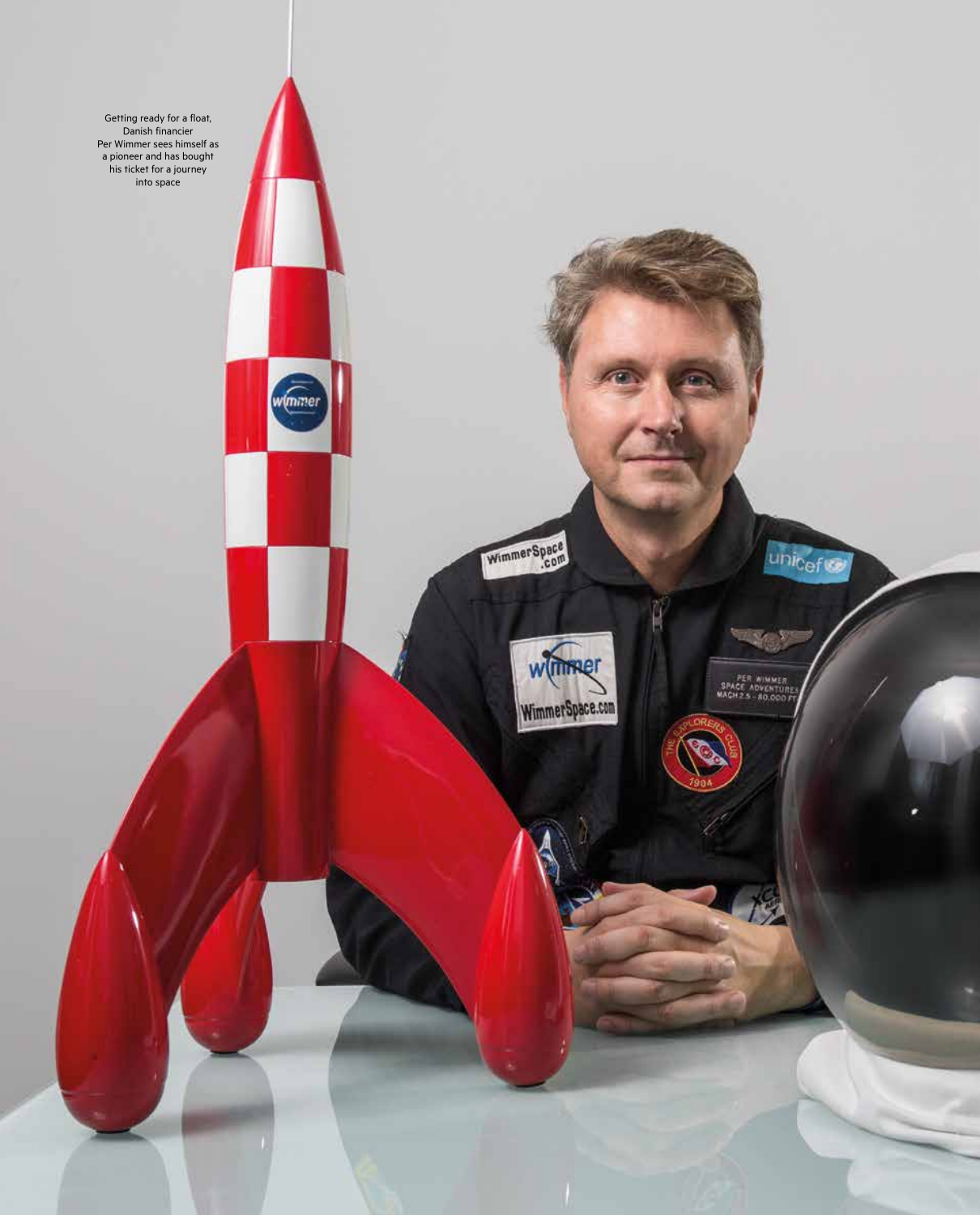Getting ready for a float, Danish financier Per Wimmer sees himself as a pioneer and has bought his ticket for a journey into space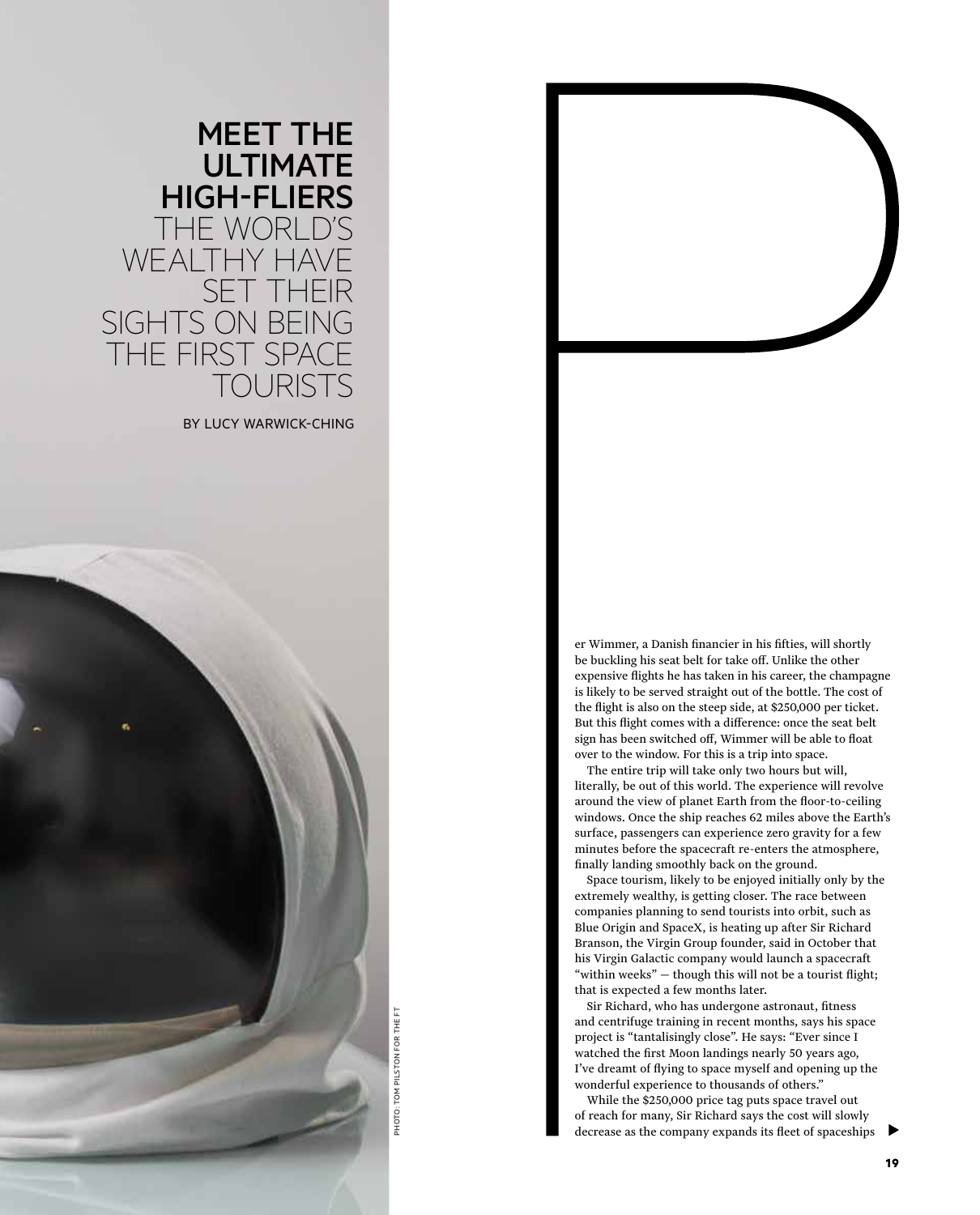# MEET THE ULTIMATE HIGH-FLIERS

## THE WORLD'S WEALTHY HAVE SET THEIR SIGHTS ON BEING THE FIRST SPACE TOURISTS

BY LUCY WARWICK-CHING

PHOTO: TOM PILSTON FOR THE FT

Per Wimmer, a Danish financier in his fifties, will shortly be buckling his seat belt for take off. Unlike the other expensive flights he has taken in his career, the champagne is likely to be served straight out of the bottle. The cost of the flight is also on the steep side, at $250,000 per ticket. But this flight comes with a difference: once the seat belt sign has been switched off, Wimmer will be able to float over to the window. For this is a trip into space.

The entire trip will take only two hours but will, literally, be out of this world. The experience will revolve around the view of planet Earth from the floor-to-ceiling windows. Once the ship reaches 62 miles above the Earth's surface, passengers can experience zero gravity for a few minutes before the spacecraft re-enters the atmosphere, finally landing smoothly back on the ground.

Space tourism, likely to be enjoyed initially only by the extremely wealthy, is getting closer. The race between companies planning to send tourists into orbit, such as Blue Origin and SpaceX, is heating up after Sir Richard Branson, the Virgin Group founder, said in October that his Virgin Galactic company would launch a spacecraft "within weeks" — though this will not be a tourist flight; that is expected a few months later.

Sir Richard, who has undergone astronaut, fitness and centrifuge training in recent months, says his space project is "tantalisingly close". He says: "Ever since I watched the first Moon landings nearly 50 years ago, I've dreamt of flying to space myself and opening up the wonderful experience to thousands of others."

While the $250,000 price tag puts space travel out of reach for many, Sir Richard says the cost will slowly decrease as the company expands its fleet of spaceships ▶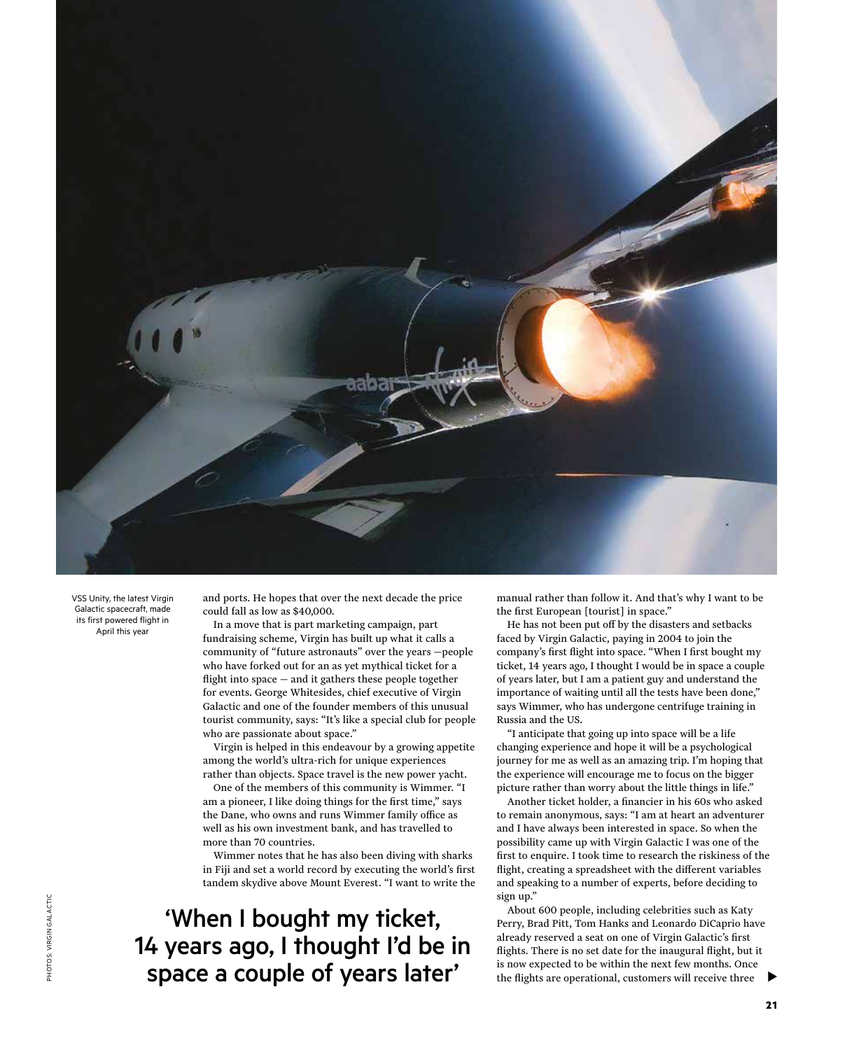VSS Unity, the latest Virgin Galactic spacecraft, made its first powered flight in April this year

and ports. He hopes that over the next decade the price could fall as low as $40,000.

In a move that is part marketing campaign, part fundraising scheme, Virgin has built up what it calls a community of "future astronauts" over the years —people who have forked out for an as yet mythical ticket for a flight into space — and it gathers these people together for events. George Whitesides, chief executive of Virgin Galactic and one of the founder members of this unusual tourist community, says: "It's like a special club for people who are passionate about space."

Virgin is helped in this endeavour by a growing appetite among the world's ultra-rich for unique experiences rather than objects. Space travel is the new power yacht.

One of the members of this community is Wimmer. "I am a pioneer, I like doing things for the first time," says the Dane, who owns and runs Wimmer family office as well as his own investment bank, and has travelled to more than 70 countries.

Wimmer notes that he has also been diving with sharks in Fiji and set a world record by executing the world's first tandem skydive above Mount Everest. "I want to write the manual rather than follow it. And that's why I want to be the first European [tourist] in space."

He has not been put off by the disasters and setbacks faced by Virgin Galactic, paying in 2004 to join the company's first flight into space. "When I first bought my ticket, 14 years ago, I thought I would be in space a couple of years later, but I am a patient guy and understand the importance of waiting until all the tests have been done," says Wimmer, who has undergone centrifuge training in Russia and the US.

"I anticipate that going up into space will be a life changing experience and hope it will be a psychological journey for me as well as an amazing trip. I'm hoping that the experience will encourage me to focus on the bigger picture rather than worry about the little things in life."

Another ticket holder, a financier in his 60s who asked to remain anonymous, says: "I am at heart an adventurer and I have always been interested in space. So when the possibility came up with Virgin Galactic I was one of the first to enquire. I took time to research the riskiness of the flight, creating a spreadsheet with the different variables and speaking to a number of experts, before deciding to sign up."

About 600 people, including celebrities such as Katy Perry, Brad Pitt, Tom Hanks and Leonardo DiCaprio have already reserved a seat on one of Virgin Galactic's first flights. There is no set date for the inaugural flight, but it is now expected to be within the next few months. Once the flights are operational, customers will receive three

> 'When I bought my ticket, 14 years ago, I thought I'd be in space a couple of years later'

PHOTOS: VIRGIN GALACTIC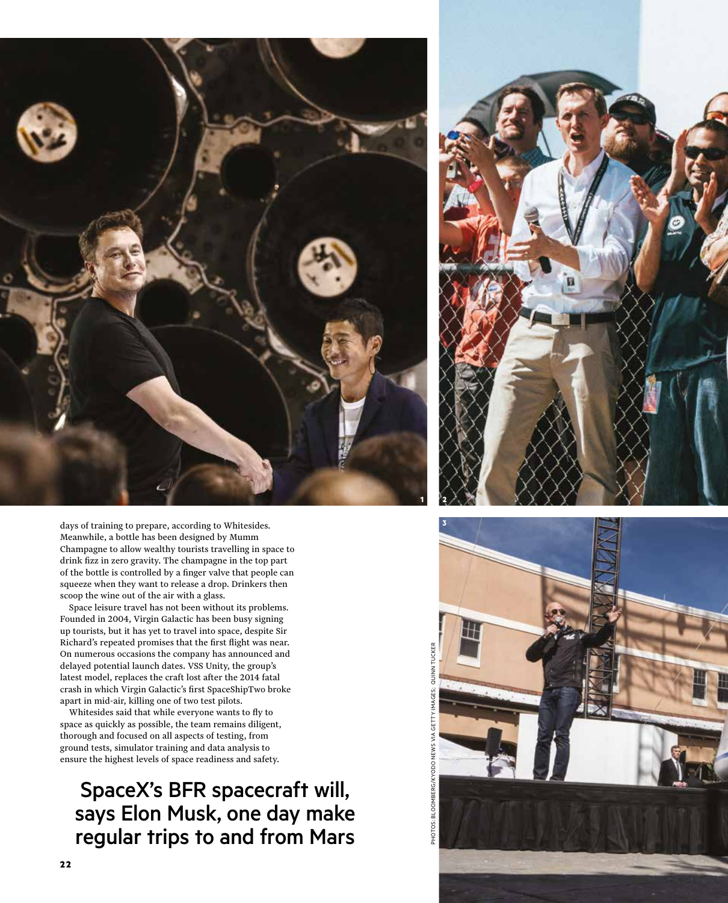days of training to prepare, according to Whitesides. Meanwhile, a bottle has been designed by Mumm Champagne to allow wealthy tourists travelling in space to drink fizz in zero gravity. The champagne in the top part of the bottle is controlled by a finger valve that people can squeeze when they want to release a drop. Drinkers then scoop the wine out of the air with a glass.

Space leisure travel has not been without its problems. Founded in 2004, Virgin Galactic has been busy signing up tourists, but it has yet to travel into space, despite Sir Richard's repeated promises that the first flight was near. On numerous occasions the company has announced and delayed potential launch dates. VSS Unity, the group's latest model, replaces the craft lost after the 2014 fatal crash in which Virgin Galactic's first SpaceShipTwo broke apart in mid-air, killing one of two test pilots.

Whitesides said that while everyone wants to fly to space as quickly as possible, the team remains diligent, thorough and focused on all aspects of testing, from ground tests, simulator training and data analysis to ensure the highest levels of space readiness and safety.

## SpaceX's BFR spacecraft will, says Elon Musk, one day make regular trips to and from Mars

PHOTOS: BLOOMBERG/KYODO NEWS VIA GETTY IMAGES; QUINN TUCKER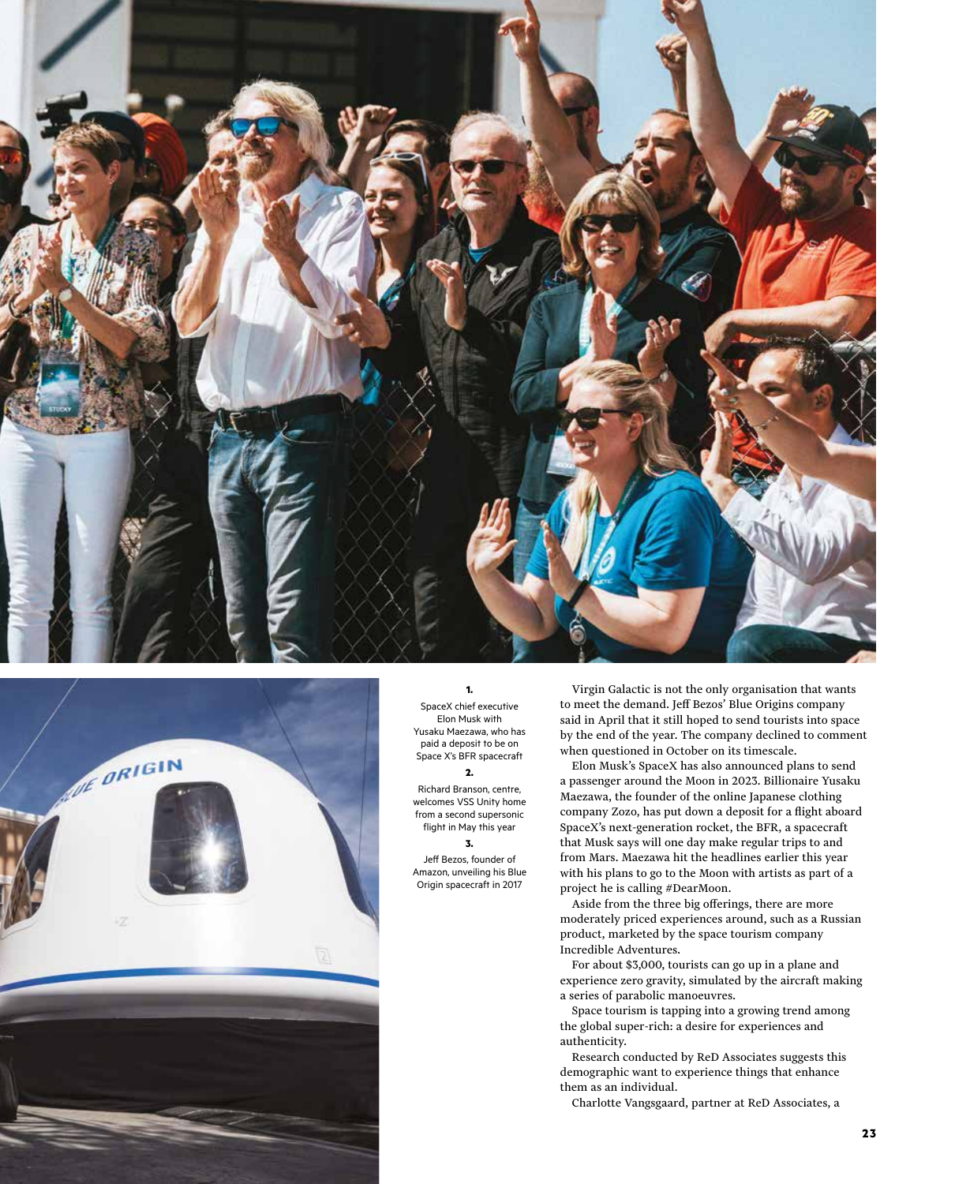**1.**

SpaceX chief executive Elon Musk with Yusaku Maezawa, who has paid a deposit to be on Space X's BFR spacecraft

**2.**

Richard Branson, centre, welcomes VSS Unity home from a second supersonic flight in May this year

**3.**

Jeff Bezos, founder of Amazon, unveiling his Blue Origin spacecraft in 2017

Virgin Galactic is not the only organisation that wants to meet the demand. Jeff Bezos' Blue Origins company said in April that it still hoped to send tourists into space by the end of the year. The company declined to comment when questioned in October on its timescale.

Elon Musk's SpaceX has also announced plans to send a passenger around the Moon in 2023. Billionaire Yusaku Maezawa, the founder of the online Japanese clothing company Zozo, has put down a deposit for a flight aboard SpaceX's next-generation rocket, the BFR, a spacecraft that Musk says will one day make regular trips to and from Mars. Maezawa hit the headlines earlier this year with his plans to go to the Moon with artists as part of a project he is calling #DearMoon.

Aside from the three big offerings, there are more moderately priced experiences around, such as a Russian product, marketed by the space tourism company Incredible Adventures.

For about $3,000, tourists can go up in a plane and experience zero gravity, simulated by the aircraft making a series of parabolic manoeuvres.

Space tourism is tapping into a growing trend among the global super-rich: a desire for experiences and authenticity.

Research conducted by ReD Associates suggests this demographic want to experience things that enhance them as an individual.

Charlotte Vangsgaard, partner at ReD Associates, a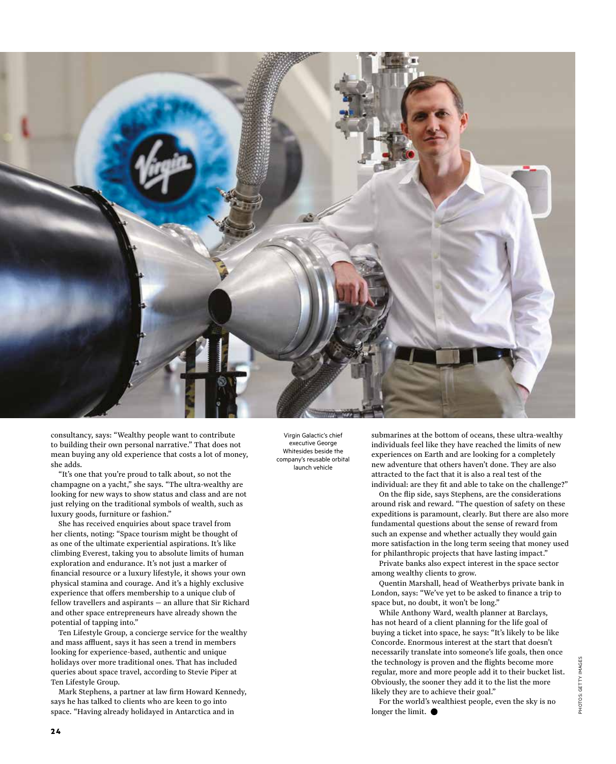consultancy, says: "Wealthy people want to contribute to building their own personal narrative." That does not mean buying any old experience that costs a lot of money, she adds.

"It's one that you're proud to talk about, so not the champagne on a yacht," she says. "The ultra-wealthy are looking for new ways to show status and class and are not just relying on the traditional symbols of wealth, such as luxury goods, furniture or fashion."

She has received enquiries about space travel from her clients, noting: "Space tourism might be thought of as one of the ultimate experiential aspirations. It's like climbing Everest, taking you to absolute limits of human exploration and endurance. It's not just a marker of financial resource or a luxury lifestyle, it shows your own physical stamina and courage. And it's a highly exclusive experience that offers membership to a unique club of fellow travellers and aspirants — an allure that Sir Richard and other space entrepreneurs have already shown the potential of tapping into."

Ten Lifestyle Group, a concierge service for the wealthy and mass affluent, says it has seen a trend in members looking for experience-based, authentic and unique holidays over more traditional ones. That has included queries about space travel, according to Stevie Piper at Ten Lifestyle Group.

Mark Stephens, a partner at law firm Howard Kennedy, says he has talked to clients who are keen to go into space. "Having already holidayed in Antarctica and in submarines at the bottom of oceans, these ultra-wealthy individuals feel like they have reached the limits of new experiences on Earth and are looking for a completely new adventure that others haven't done. They are also attracted to the fact that it is also a real test of the individual: are they fit and able to take on the challenge?"

Virgin Galactic's chief executive George Whitesides beside the company's reusable orbital launch vehicle

On the flip side, says Stephens, are the considerations around risk and reward. "The question of safety on these expeditions is paramount, clearly. But there are also more fundamental questions about the sense of reward from such an expense and whether actually they would gain more satisfaction in the long term seeing that money used for philanthropic projects that have lasting impact."

Private banks also expect interest in the space sector among wealthy clients to grow.

Quentin Marshall, head of Weatherbys private bank in London, says: "We've yet to be asked to finance a trip to space but, no doubt, it won't be long."

While Anthony Ward, wealth planner at Barclays, has not heard of a client planning for the life goal of buying a ticket into space, he says: "It's likely to be like Concorde. Enormous interest at the start that doesn't necessarily translate into someone's life goals, then once the technology is proven and the flights become more regular, more and more people add it to their bucket list. Obviously, the sooner they add it to the list the more likely they are to achieve their goal."

For the world's wealthiest people, even the sky is no longer the limit. ●

PHOTOS: GETTY IMAGES